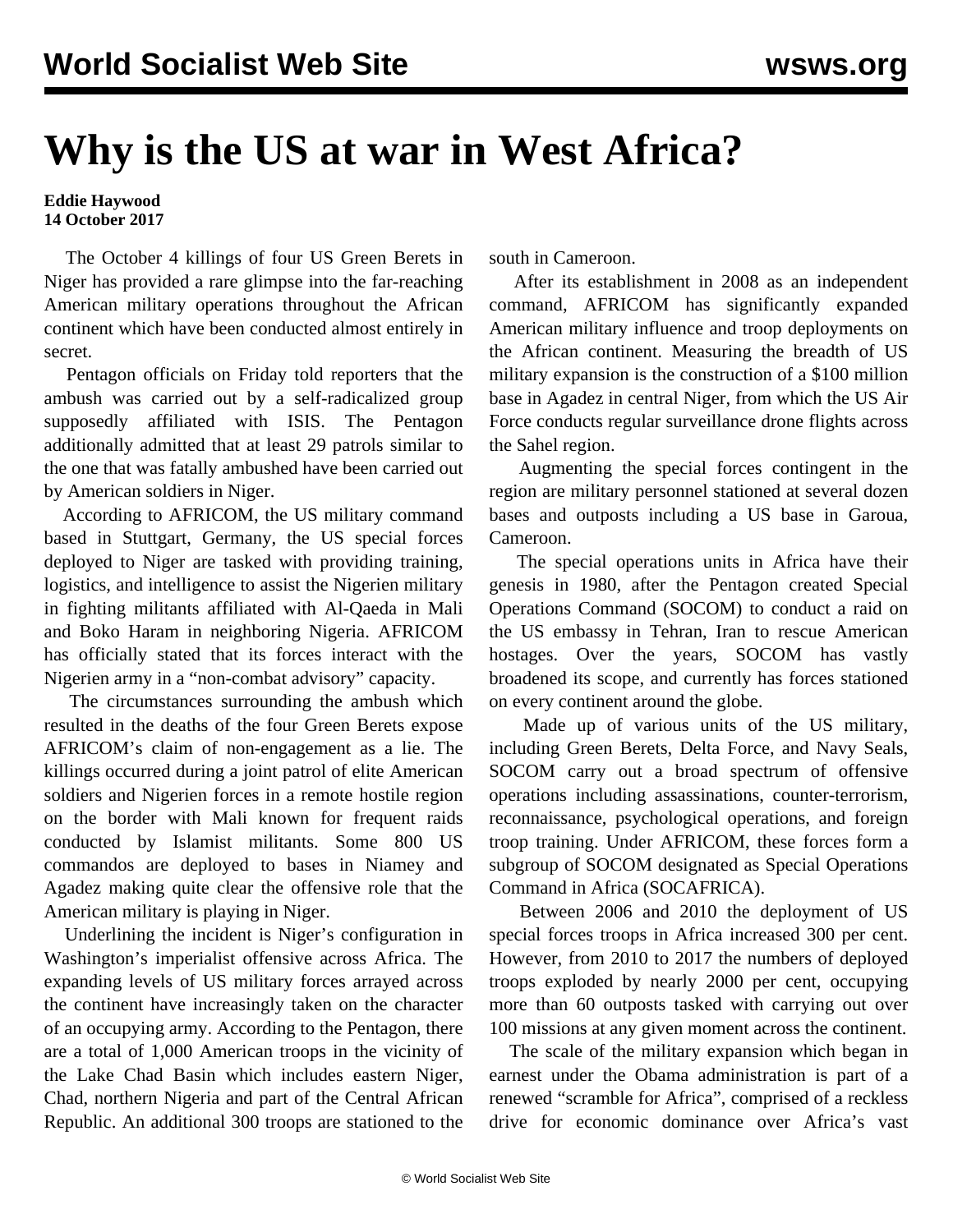# Why is the US at war in West Africa?

**Eddie Haywood**
**14 October 2017**

The October 4 killings of four US Green Berets in Niger has provided a rare glimpse into the far-reaching American military operations throughout the African continent which have been conducted almost entirely in secret.

Pentagon officials on Friday told reporters that the ambush was carried out by a self-radicalized group supposedly affiliated with ISIS. The Pentagon additionally admitted that at least 29 patrols similar to the one that was fatally ambushed have been carried out by American soldiers in Niger.

According to AFRICOM, the US military command based in Stuttgart, Germany, the US special forces deployed to Niger are tasked with providing training, logistics, and intelligence to assist the Nigerien military in fighting militants affiliated with Al-Qaeda in Mali and Boko Haram in neighboring Nigeria. AFRICOM has officially stated that its forces interact with the Nigerien army in a "non-combat advisory" capacity.

The circumstances surrounding the ambush which resulted in the deaths of the four Green Berets expose AFRICOM's claim of non-engagement as a lie. The killings occurred during a joint patrol of elite American soldiers and Nigerien forces in a remote hostile region on the border with Mali known for frequent raids conducted by Islamist militants. Some 800 US commandos are deployed to bases in Niamey and Agadez making quite clear the offensive role that the American military is playing in Niger.

Underlining the incident is Niger's configuration in Washington's imperialist offensive across Africa. The expanding levels of US military forces arrayed across the continent have increasingly taken on the character of an occupying army. According to the Pentagon, there are a total of 1,000 American troops in the vicinity of the Lake Chad Basin which includes eastern Niger, Chad, northern Nigeria and part of the Central African Republic. An additional 300 troops are stationed to the south in Cameroon.

After its establishment in 2008 as an independent command, AFRICOM has significantly expanded American military influence and troop deployments on the African continent. Measuring the breadth of US military expansion is the construction of a $100 million base in Agadez in central Niger, from which the US Air Force conducts regular surveillance drone flights across the Sahel region.

Augmenting the special forces contingent in the region are military personnel stationed at several dozen bases and outposts including a US base in Garoua, Cameroon.

The special operations units in Africa have their genesis in 1980, after the Pentagon created Special Operations Command (SOCOM) to conduct a raid on the US embassy in Tehran, Iran to rescue American hostages. Over the years, SOCOM has vastly broadened its scope, and currently has forces stationed on every continent around the globe.

Made up of various units of the US military, including Green Berets, Delta Force, and Navy Seals, SOCOM carry out a broad spectrum of offensive operations including assassinations, counter-terrorism, reconnaissance, psychological operations, and foreign troop training. Under AFRICOM, these forces form a subgroup of SOCOM designated as Special Operations Command in Africa (SOCAFRICA).

Between 2006 and 2010 the deployment of US special forces troops in Africa increased 300 per cent. However, from 2010 to 2017 the numbers of deployed troops exploded by nearly 2000 per cent, occupying more than 60 outposts tasked with carrying out over 100 missions at any given moment across the continent.

The scale of the military expansion which began in earnest under the Obama administration is part of a renewed "scramble for Africa", comprised of a reckless drive for economic dominance over Africa's vast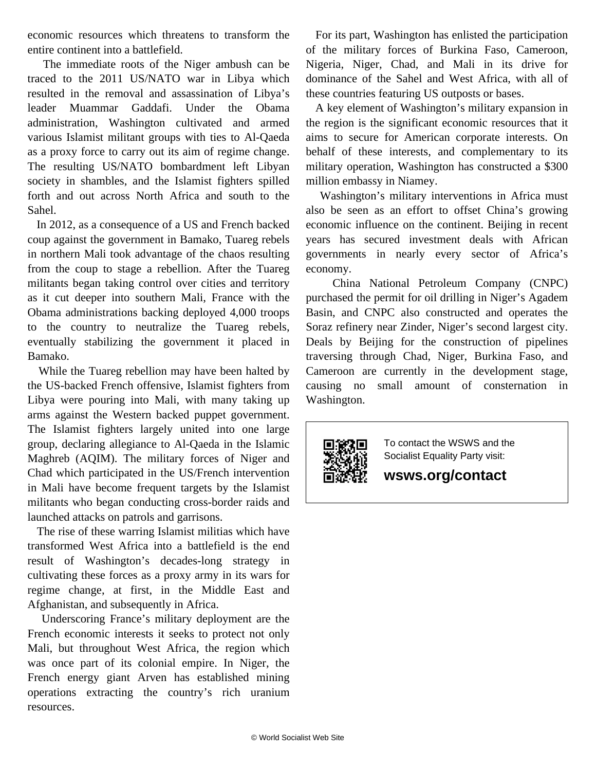economic resources which threatens to transform the entire continent into a battlefield.

The immediate roots of the Niger ambush can be traced to the 2011 US/NATO war in Libya which resulted in the removal and assassination of Libya's leader Muammar Gaddafi. Under the Obama administration, Washington cultivated and armed various Islamist militant groups with ties to Al-Qaeda as a proxy force to carry out its aim of regime change. The resulting US/NATO bombardment left Libyan society in shambles, and the Islamist fighters spilled forth and out across North Africa and south to the Sahel.

In 2012, as a consequence of a US and French backed coup against the government in Bamako, Tuareg rebels in northern Mali took advantage of the chaos resulting from the coup to stage a rebellion. After the Tuareg militants began taking control over cities and territory as it cut deeper into southern Mali, France with the Obama administrations backing deployed 4,000 troops to the country to neutralize the Tuareg rebels, eventually stabilizing the government it placed in Bamako.

While the Tuareg rebellion may have been halted by the US-backed French offensive, Islamist fighters from Libya were pouring into Mali, with many taking up arms against the Western backed puppet government. The Islamist fighters largely united into one large group, declaring allegiance to Al-Qaeda in the Islamic Maghreb (AQIM). The military forces of Niger and Chad which participated in the US/French intervention in Mali have become frequent targets by the Islamist militants who began conducting cross-border raids and launched attacks on patrols and garrisons.

The rise of these warring Islamist militias which have transformed West Africa into a battlefield is the end result of Washington's decades-long strategy in cultivating these forces as a proxy army in its wars for regime change, at first, in the Middle East and Afghanistan, and subsequently in Africa.

Underscoring France's military deployment are the French economic interests it seeks to protect not only Mali, but throughout West Africa, the region which was once part of its colonial empire. In Niger, the French energy giant Arven has established mining operations extracting the country's rich uranium resources.

For its part, Washington has enlisted the participation of the military forces of Burkina Faso, Cameroon, Nigeria, Niger, Chad, and Mali in its drive for dominance of the Sahel and West Africa, with all of these countries featuring US outposts or bases.

A key element of Washington's military expansion in the region is the significant economic resources that it aims to secure for American corporate interests. On behalf of these interests, and complementary to its military operation, Washington has constructed a $300 million embassy in Niamey.

Washington's military interventions in Africa must also be seen as an effort to offset China's growing economic influence on the continent. Beijing in recent years has secured investment deals with African governments in nearly every sector of Africa's economy.

China National Petroleum Company (CNPC) purchased the permit for oil drilling in Niger's Agadem Basin, and CNPC also constructed and operates the Soraz refinery near Zinder, Niger's second largest city. Deals by Beijing for the construction of pipelines traversing through Chad, Niger, Burkina Faso, and Cameroon are currently in the development stage, causing no small amount of consternation in Washington.

To contact the WSWS and the Socialist Equality Party visit:

**wsws.org/contact**